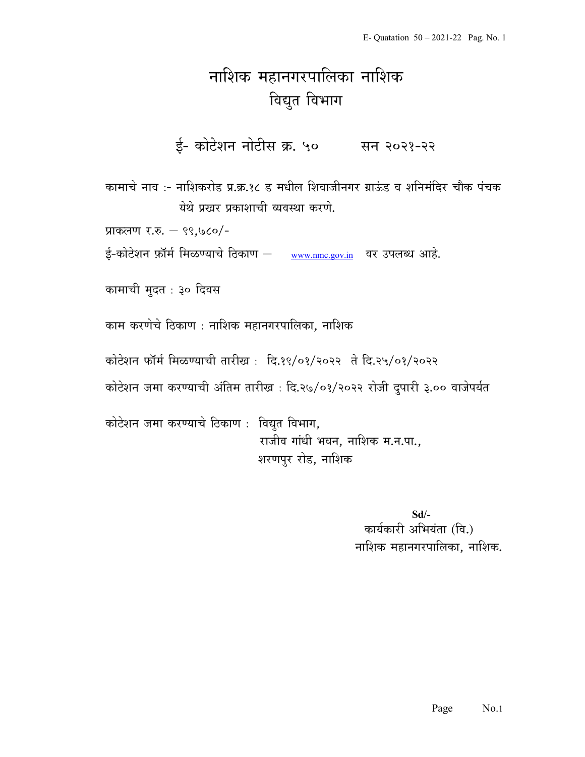# नाशिक महानगरपालिका नाशिक
## विद्युत विभाग

### ई- कोटेशन नोटीस क्र. ५०   सन २०२१-२२

कामाचे नाव :- नाशिकरोड प्र.क्र.१८ ड मधील शिवाजीनगर ग्राऊंड व शनिमंदिर चौक पंचक येथे प्रखर प्रकाशाची व्यवस्था करणे.

प्राकलण र.रु. — ९९,७८०/-

ई-कोटेशन फ़ॉर्म मिळण्याचे ठिकाण — www.nmc.gov.in वर उपलब्ध आहे.

कामाची मुदत : ३० दिवस

काम करणेचे ठिकाण : नाशिक महानगरपालिका, नाशिक

कोटेशन फॉर्म मिळण्याची तारीख : दि.१९/०१/२०२२ ते दि.२५/०१/२०२२

कोटेशन जमा करण्याची अंतिम तारीख : दि.२७/०१/२०२२ रोजी दुपारी ३.०० वाजेपर्यत

कोटेशन जमा करण्याचे ठिकाण : विद्युत विभाग,
राजीव गांधी भवन, नाशिक म.न.पा.,
शरणपुर रोड, नाशिक

**Sd/-**
कार्यकारी अभियंता (वि.)
नाशिक महानगरपालिका, नाशिक.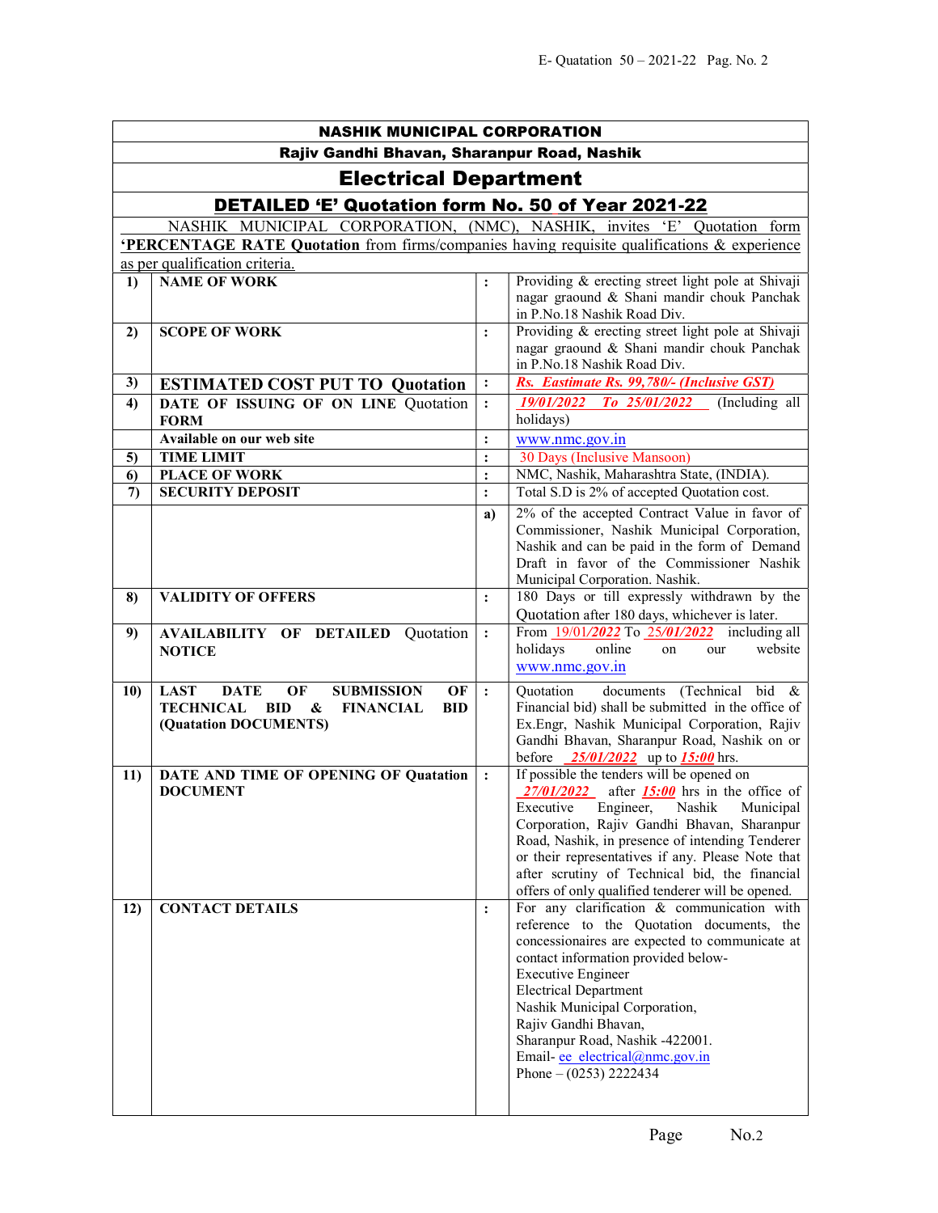# NASHIK MUNICIPAL CORPORATION

## Rajiv Gandhi Bhavan, Sharanpur Road, Nashik

## Electrical Department

## DETAILED 'E' Quotation form No. 50 of Year 2021-22

NASHIK MUNICIPAL CORPORATION, (NMC), NASHIK, invites 'E' Quotation form **'PERCENTAGE RATE Quotation** from firms/companies having requisite qualifications & experience as per qualification criteria.

| | | | |
|---|---|---|---|
| **1)** | **NAME OF WORK** | : | Providing & erecting street light pole at Shivaji nagar graound & Shani mandir chouk Panchak in P.No.18 Nashik Road Div. |
| **2)** | **SCOPE OF WORK** | : | Providing & erecting street light pole at Shivaji nagar graound & Shani mandir chouk Panchak in P.No.18 Nashik Road Div. |
| **3)** | **ESTIMATED COST PUT TO Quotation** | : | *Rs. Eastimate Rs. 99,780/- (Inclusive GST)* |
| **4)** | **DATE OF ISSUING OF ON LINE Quotation FORM** | : | *19/01/2022 To 25/01/2022* (Including all holidays) |
| | **Available on our web site** | : | www.nmc.gov.in |
| **5)** | **TIME LIMIT** | : | 30 Days (Inclusive Mansoon) |
| **6)** | **PLACE OF WORK** | : | NMC, Nashik, Maharashtra State, (INDIA). |
| **7)** | **SECURITY DEPOSIT** | : | Total S.D is 2% of accepted Quotation cost. |
| | | **a)** | 2% of the accepted Contract Value in favor of Commissioner, Nashik Municipal Corporation, Nashik and can be paid in the form of Demand Draft in favor of the Commissioner Nashik Municipal Corporation. Nashik. |
| **8)** | **VALIDITY OF OFFERS** | : | 180 Days or till expressly withdrawn by the Quotation after 180 days, whichever is later. |
| **9)** | **AVAILABILITY OF DETAILED Quotation NOTICE** | : | From 19/01/*2022* To *25/01/2022* including all holidays online on our website www.nmc.gov.in |
| **10)** | **LAST DATE OF SUBMISSION OF TECHNICAL BID & FINANCIAL BID (Quatation DOCUMENTS)** | : | Quotation documents (Technical bid & Financial bid) shall be submitted in the office of Ex.Engr, Nashik Municipal Corporation, Rajiv Gandhi Bhavan, Sharanpur Road, Nashik on or before *25/01/2022* up to ***15:00*** hrs. |
| **11)** | **DATE AND TIME OF OPENING OF Quatation DOCUMENT** | : | If possible the tenders will be opened on *27/01/2022* after ***15:00*** hrs in the office of Executive Engineer, Nashik Municipal Corporation, Rajiv Gandhi Bhavan, Sharanpur Road, Nashik, in presence of intending Tenderer or their representatives if any. Please Note that after scrutiny of Technical bid, the financial offers of only qualified tenderer will be opened. |
| **12)** | **CONTACT DETAILS** | : | For any clarification & communication with reference to the Quotation documents, the concessionaires are expected to communicate at contact information provided below- Executive Engineer Electrical Department Nashik Municipal Corporation, Rajiv Gandhi Bhavan, Sharanpur Road, Nashik -422001. Email- ee_electrical@nmc.gov.in Phone – (0253) 2222434 |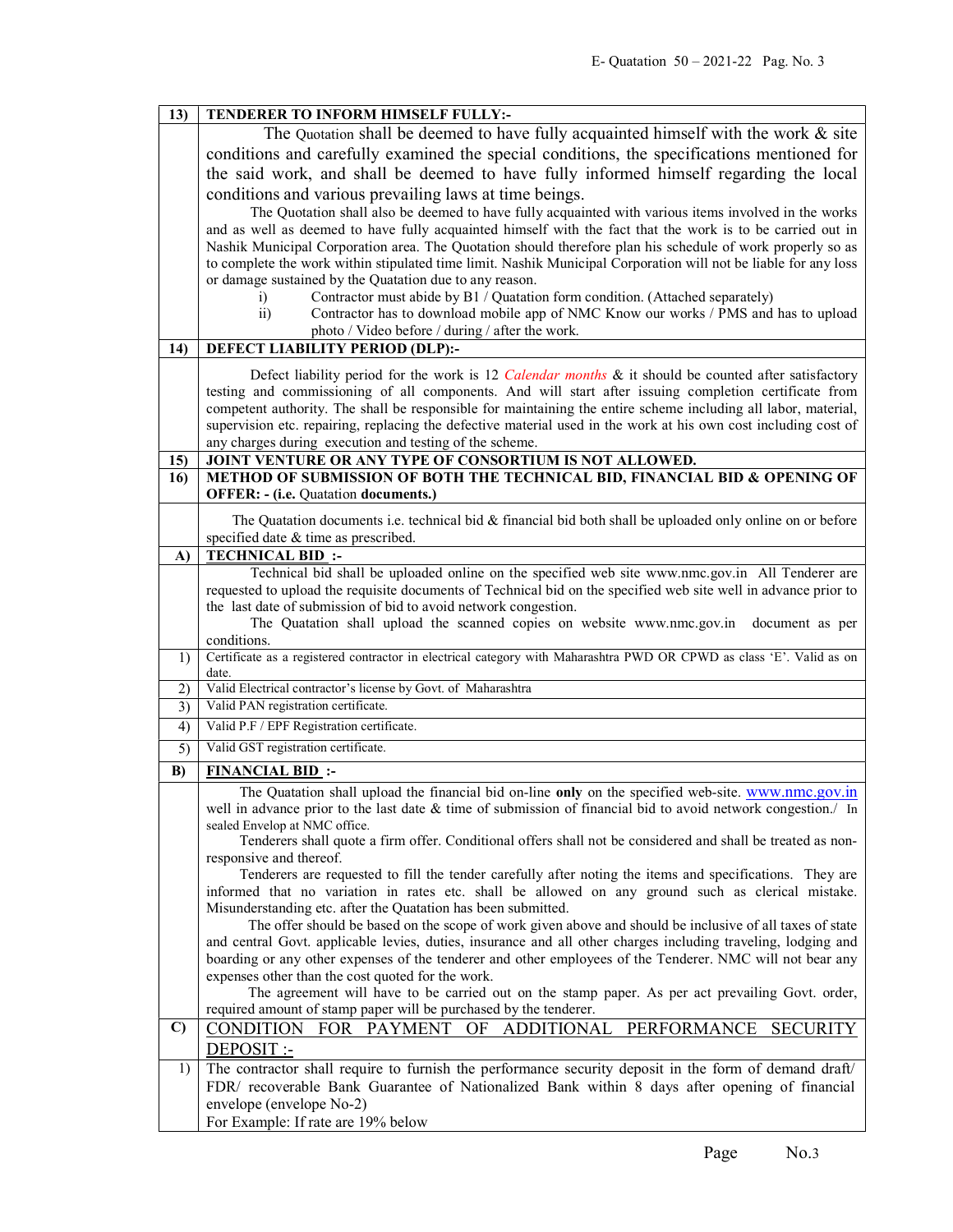| 13) | **TENDERER TO INFORM HIMSELF FULLY:-** |
|---|---|
| | The Quotation shall be deemed to have fully acquainted himself with the work & site conditions and carefully examined the special conditions, the specifications mentioned for the said work, and shall be deemed to have fully informed himself regarding the local conditions and various prevailing laws at time beings.<br>The Quotation shall also be deemed to have fully acquainted with various items involved in the works and as well as deemed to have fully acquainted himself with the fact that the work is to be carried out in Nashik Municipal Corporation area. The Quotation should therefore plan his schedule of work properly so as to complete the work within stipulated time limit. Nashik Municipal Corporation will not be liable for any loss or damage sustained by the Quatation due to any reason.<br>i) Contractor must abide by B1 / Quatation form condition. (Attached separately)<br>ii) Contractor has to download mobile app of NMC Know our works / PMS and has to upload photo / Video before / during / after the work. |
| 14) | **DEFECT LIABILITY PERIOD (DLP):-** |
| | Defect liability period for the work is 12 *Calendar months* & it should be counted after satisfactory testing and commissioning of all components. And will start after issuing completion certificate from competent authority. The shall be responsible for maintaining the entire scheme including all labor, material, supervision etc. repairing, replacing the defective material used in the work at his own cost including cost of any charges during execution and testing of the scheme. |
| 15) | **JOINT VENTURE OR ANY TYPE OF CONSORTIUM IS NOT ALLOWED.** |
| 16) | **METHOD OF SUBMISSION OF BOTH THE TECHNICAL BID, FINANCIAL BID & OPENING OF OFFER: - (i.e.** Quotation **documents.)** |
| | The Quotation documents i.e. technical bid & financial bid both shall be uploaded only online on or before specified date & time as prescribed. |
| A) | **TECHNICAL BID :-** |
| | Technical bid shall be uploaded online on the specified web site www.nmc.gov.in All Tenderer are requested to upload the requisite documents of Technical bid on the specified web site well in advance prior to the last date of submission of bid to avoid network congestion.<br>The Quatation shall upload the scanned copies on website www.nmc.gov.in document as per conditions. |
| 1) | Certificate as a registered contractor in electrical category with Maharashtra PWD OR CPWD as class 'E'. Valid as on date. |
| 2) | Valid Electrical contractor's license by Govt. of Maharashtra |
| 3) | Valid PAN registration certificate. |
| 4) | Valid P.F / EPF Registration certificate. |
| 5) | Valid GST registration certificate. |
| B) | **FINANCIAL BID :-** |
| | The Quatation shall upload the financial bid on-line **only** on the specified web-site. www.nmc.gov.in well in advance prior to the last date & time of submission of financial bid to avoid network congestion./ In sealed Envelop at NMC office.<br>Tenderers shall quote a firm offer. Conditional offers shall not be considered and shall be treated as non-responsive and thereof.<br>Tenderers are requested to fill the tender carefully after noting the items and specifications. They are informed that no variation in rates etc. shall be allowed on any ground such as clerical mistake. Misunderstanding etc. after the Quatation has been submitted.<br>The offer should be based on the scope of work given above and should be inclusive of all taxes of state and central Govt. applicable levies, duties, insurance and all other charges including traveling, lodging and boarding or any other expenses of the tenderer and other employees of the Tenderer. NMC will not bear any expenses other than the cost quoted for the work.<br>The agreement will have to be carried out on the stamp paper. As per act prevailing Govt. order, required amount of stamp paper will be purchased by the tenderer. |
| C) | CONDITION FOR PAYMENT OF ADDITIONAL PERFORMANCE SECURITY DEPOSIT :- |
| 1) | The contractor shall require to furnish the performance security deposit in the form of demand draft/ FDR/ recoverable Bank Guarantee of Nationalized Bank within 8 days after opening of financial envelope (envelope No-2)<br>For Example: If rate are 19% below |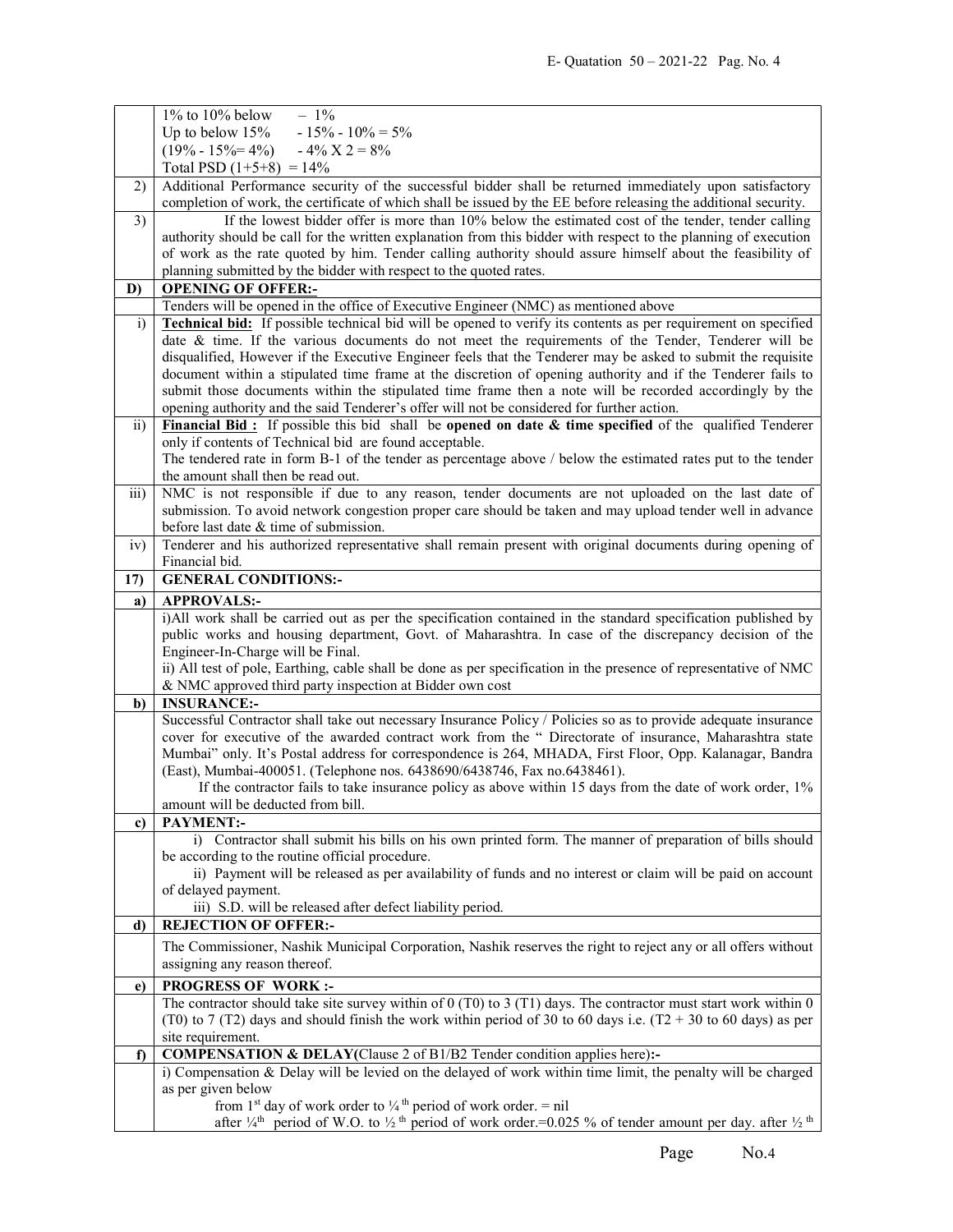| | |
|---|---|
| | 1% to 10% below – 1%<br>Up to below 15% - 15% - 10% = 5%<br>(19% - 15%= 4%) - 4% X 2 = 8%<br>Total PSD (1+5+8) = 14% |
| 2) | Additional Performance security of the successful bidder shall be returned immediately upon satisfactory completion of work, the certificate of which shall be issued by the EE before releasing the additional security. |
| 3) | If the lowest bidder offer is more than 10% below the estimated cost of the tender, tender calling authority should be call for the written explanation from this bidder with respect to the planning of execution of work as the rate quoted by him. Tender calling authority should assure himself about the feasibility of planning submitted by the bidder with respect to the quoted rates. |
| **D)** | **OPENING OF OFFER:-** |
| | Tenders will be opened in the office of Executive Engineer (NMC) as mentioned above |
| i) | **Technical bid:** If possible technical bid will be opened to verify its contents as per requirement on specified date & time. If the various documents do not meet the requirements of the Tender, Tenderer will be disqualified, However if the Executive Engineer feels that the Tenderer may be asked to submit the requisite document within a stipulated time frame at the discretion of opening authority and if the Tenderer fails to submit those documents within the stipulated time frame then a note will be recorded accordingly by the opening authority and the said Tenderer's offer will not be considered for further action. |
| ii) | **Financial Bid :** If possible this bid shall be **opened on date & time specified** of the qualified Tenderer only if contents of Technical bid are found acceptable.<br>The tendered rate in form B-1 of the tender as percentage above / below the estimated rates put to the tender the amount shall then be read out. |
| iii) | NMC is not responsible if due to any reason, tender documents are not uploaded on the last date of submission. To avoid network congestion proper care should be taken and may upload tender well in advance before last date & time of submission. |
| iv) | Tenderer and his authorized representative shall remain present with original documents during opening of Financial bid. |
| **17)** | **GENERAL CONDITIONS:-** |
| **a)** | **APPROVALS:-** |
| | i)All work shall be carried out as per the specification contained in the standard specification published by public works and housing department, Govt. of Maharashtra. In case of the discrepancy decision of the Engineer-In-Charge will be Final.<br>ii) All test of pole, Earthing, cable shall be done as per specification in the presence of representative of NMC & NMC approved third party inspection at Bidder own cost |
| **b)** | **INSURANCE:-** |
| | Successful Contractor shall take out necessary Insurance Policy / Policies so as to provide adequate insurance cover for executive of the awarded contract work from the " Directorate of insurance, Maharashtra state Mumbai" only. It's Postal address for correspondence is 264, MHADA, First Floor, Opp. Kalanagar, Bandra (East), Mumbai-400051. (Telephone nos. 6438690/6438746, Fax no.6438461).<br>If the contractor fails to take insurance policy as above within 15 days from the date of work order, 1% amount will be deducted from bill. |
| **c)** | **PAYMENT:-** |
| | i) Contractor shall submit his bills on his own printed form. The manner of preparation of bills should be according to the routine official procedure.<br>ii) Payment will be released as per availability of funds and no interest or claim will be paid on account of delayed payment.<br>iii) S.D. will be released after defect liability period. |
| **d)** | **REJECTION OF OFFER:-** |
| | The Commissioner, Nashik Municipal Corporation, Nashik reserves the right to reject any or all offers without assigning any reason thereof. |
| **e)** | **PROGRESS OF WORK :-** |
| | The contractor should take site survey within of 0 (T0) to 3 (T1) days. The contractor must start work within 0 (T0) to 7 (T2) days and should finish the work within period of 30 to 60 days i.e. (T2 + 30 to 60 days) as per site requirement. |
| **f)** | **COMPENSATION & DELAY(Clause 2 of B1/B2 Tender condition applies here):-** |
| | i) Compensation & Delay will be levied on the delayed of work within time limit, the penalty will be charged as per given below<br>from 1st day of work order to ¼th period of work order. = nil<br>after ¼th period of W.O. to ½th period of work order.=0.025 % of tender amount per day. after ½th |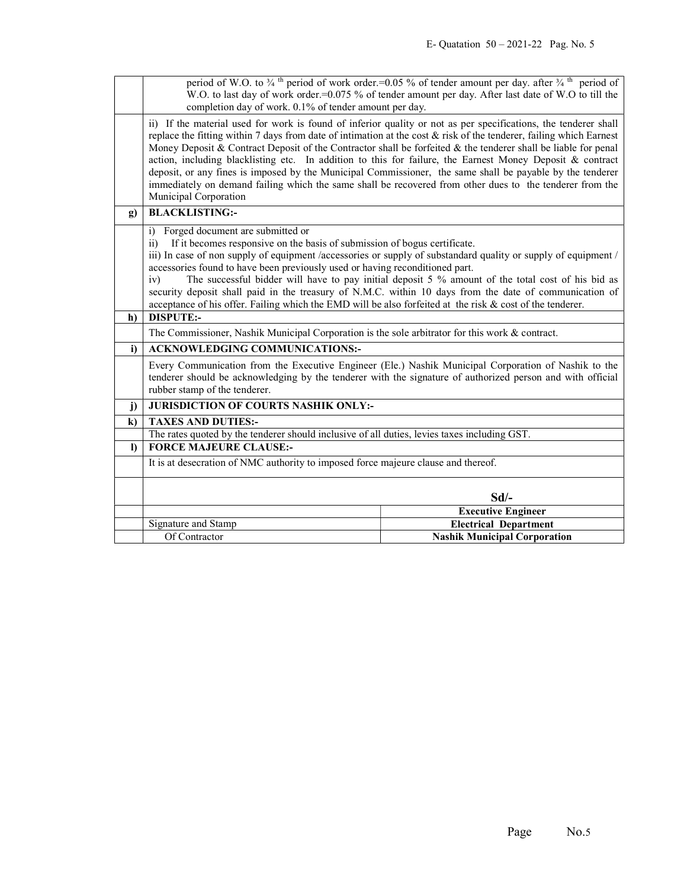| | |
|---|---|
| | period of W.O. to ¾ th period of work order.=0.05 % of tender amount per day. after ¾ th period of W.O. to last day of work order.=0.075 % of tender amount per day. After last date of W.O to till the completion day of work. 0.1% of tender amount per day. |
| | ii) If the material used for work is found of inferior quality or not as per specifications, the tenderer shall replace the fitting within 7 days from date of intimation at the cost & risk of the tenderer, failing which Earnest Money Deposit & Contract Deposit of the Contractor shall be forfeited & the tenderer shall be liable for penal action, including blacklisting etc. In addition to this for failure, the Earnest Money Deposit & contract deposit, or any fines is imposed by the Municipal Commissioner, the same shall be payable by the tenderer immediately on demand failing which the same shall be recovered from other dues to the tenderer from the Municipal Corporation |
| **g)** | **BLACKLISTING:-** |
| | i) Forged document are submitted or<br>ii) If it becomes responsive on the basis of submission of bogus certificate.<br>iii) In case of non supply of equipment /accessories or supply of substandard quality or supply of equipment / accessories found to have been previously used or having reconditioned part.<br>iv) The successful bidder will have to pay initial deposit 5 % amount of the total cost of his bid as security deposit shall paid in the treasury of N.M.C. within 10 days from the date of communication of acceptance of his offer. Failing which the EMD will be also forfeited at the risk & cost of the tenderer. |
| **h)** | **DISPUTE:-** |
| | The Commissioner, Nashik Municipal Corporation is the sole arbitrator for this work & contract. |
| **i)** | **ACKNOWLEDGING COMMUNICATIONS:-** |
| | Every Communication from the Executive Engineer (Ele.) Nashik Municipal Corporation of Nashik to the tenderer should be acknowledging by the tenderer with the signature of authorized person and with official rubber stamp of the tenderer. |
| **j)** | **JURISDICTION OF COURTS NASHIK ONLY:-** |
| **k)** | **TAXES AND DUTIES:-** |
| | The rates quoted by the tenderer should inclusive of all duties, levies taxes including GST. |
| **l)** | **FORCE MAJEURE CLAUSE:-** |
| | It is at desecration of NMC authority to imposed force majeure clause and thereof. |

| | | |
|---|---|---|
| | | **Sd/-** |
| | | **Executive Engineer** |
| | Signature and Stamp | **Electrical Department** |
| | Of Contractor | **Nashik Municipal Corporation** |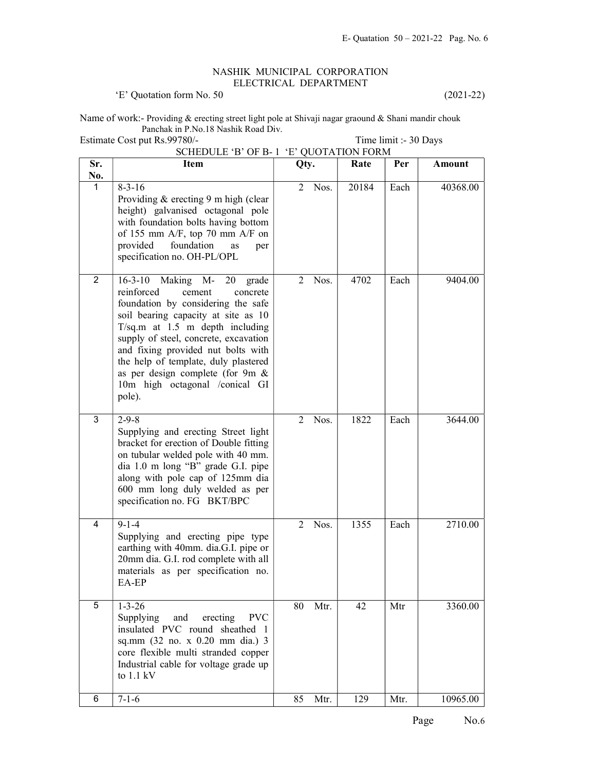NASHIK MUNICIPAL CORPORATION
ELECTRICAL DEPARTMENT

'E' Quotation form No. 50 (2021-22)

Name of work:- Providing & erecting street light pole at Shivaji nagar graound & Shani mandir chouk Panchak in P.No.18 Nashik Road Div.

Estimate Cost put Rs.99780/- Time limit :- 30 Days

SCHEDULE 'B' OF B- 1 'E' QUOTATION FORM

| Sr. No. | Item | Qty. | Rate | Per | Amount |
|---|---|---|---|---|---|
| 1 | 8-3-16 Providing & erecting 9 m high (clear height) galvanised octagonal pole with foundation bolts having bottom of 155 mm A/F, top 70 mm A/F on provided foundation as per specification no. OH-PL/OPL | 2 Nos. | 20184 | Each | 40368.00 |
| 2 | 16-3-10 Making M- 20 grade reinforced cement concrete foundation by considering the safe soil bearing capacity at site as 10 T/sq.m at 1.5 m depth including supply of steel, concrete, excavation and fixing provided nut bolts with the help of template, duly plastered as per design complete (for 9m & 10m high octagonal /conical GI pole). | 2 Nos. | 4702 | Each | 9404.00 |
| 3 | 2-9-8 Supplying and erecting Street light bracket for erection of Double fitting on tubular welded pole with 40 mm. dia 1.0 m long "B" grade G.I. pipe along with pole cap of 125mm dia 600 mm long duly welded as per specification no. FG BKT/BPC | 2 Nos. | 1822 | Each | 3644.00 |
| 4 | 9-1-4 Supplying and erecting pipe type earthing with 40mm. dia.G.I. pipe or 20mm dia. G.I. rod complete with all materials as per specification no. EA-EP | 2 Nos. | 1355 | Each | 2710.00 |
| 5 | 1-3-26 Supplying and erecting PVC insulated PVC round sheathed 1 sq.mm (32 no. x 0.20 mm dia.) 3 core flexible multi stranded copper Industrial cable for voltage grade up to 1.1 kV | 80 Mtr. | 42 | Mtr | 3360.00 |
| 6 | 7-1-6 | 85 Mtr. | 129 | Mtr. | 10965.00 |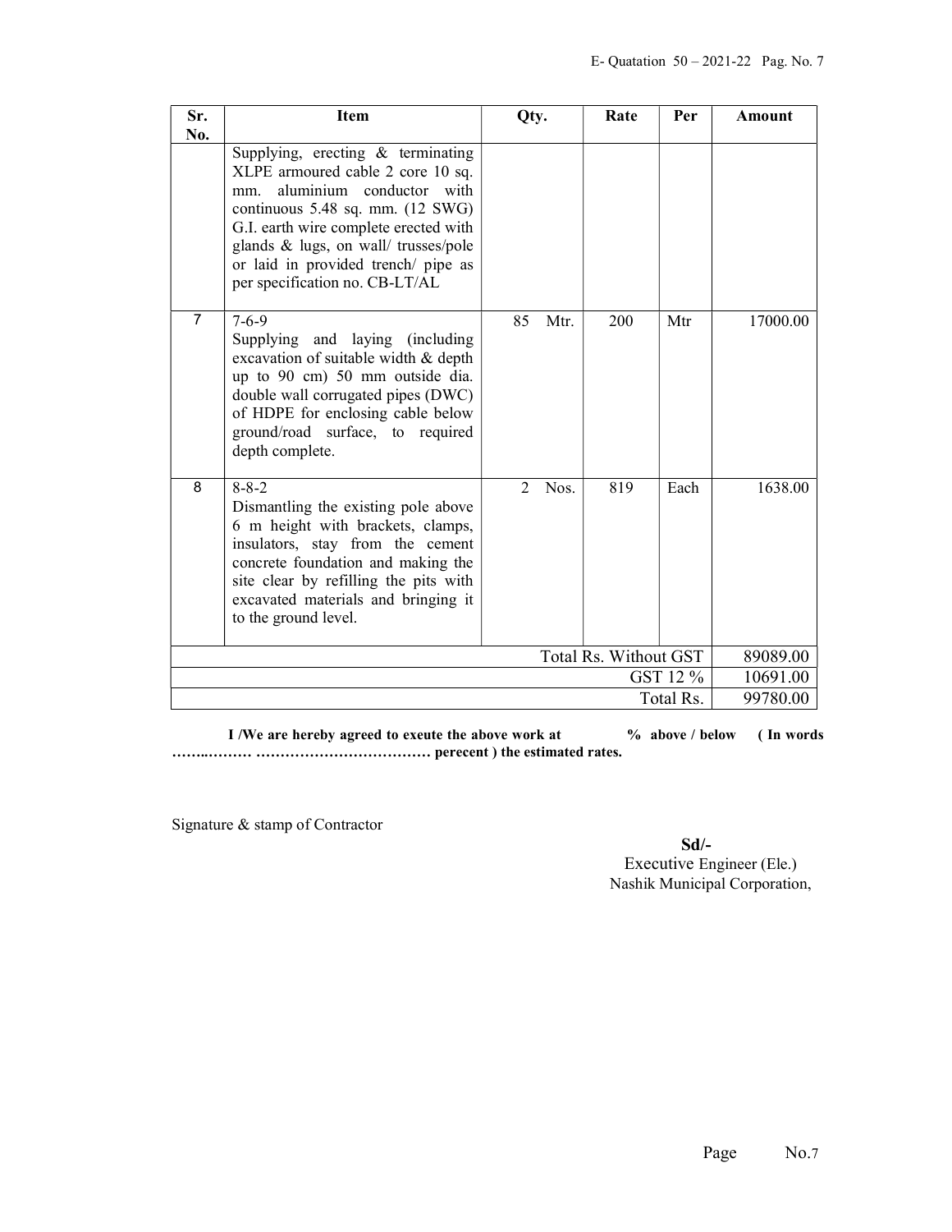| Sr. No. | Item | Qty. | Rate | Per | Amount |
|---|---|---|---|---|---|
| | Supplying, erecting & terminating XLPE armoured cable 2 core 10 sq. mm. aluminium conductor with continuous 5.48 sq. mm. (12 SWG) G.I. earth wire complete erected with glands & lugs, on wall/ trusses/pole or laid in provided trench/ pipe as per specification no. CB-LT/AL | | | | |
| 7 | 7-6-9 Supplying and laying (including excavation of suitable width & depth up to 90 cm) 50 mm outside dia. double wall corrugated pipes (DWC) of HDPE for enclosing cable below ground/road surface, to required depth complete. | 85 Mtr. | 200 | Mtr | 17000.00 |
| 8 | 8-8-2 Dismantling the existing pole above 6 m height with brackets, clamps, insulators, stay from the cement concrete foundation and making the site clear by refilling the pits with excavated materials and bringing it to the ground level. | 2 Nos. | 819 | Each | 1638.00 |
| | | | | Total Rs. Without GST | 89089.00 |
| | | | | GST 12 % | 10691.00 |
| | | | | Total Rs. | 99780.00 |

**I /We are hereby agreed to exute the above work at % above / below ( In words ……..……… ……………………………… perecent ) the estimated rates.**

Signature & stamp of Contractor

**Sd/-**
Executive Engineer (Ele.)
Nashik Municipal Corporation,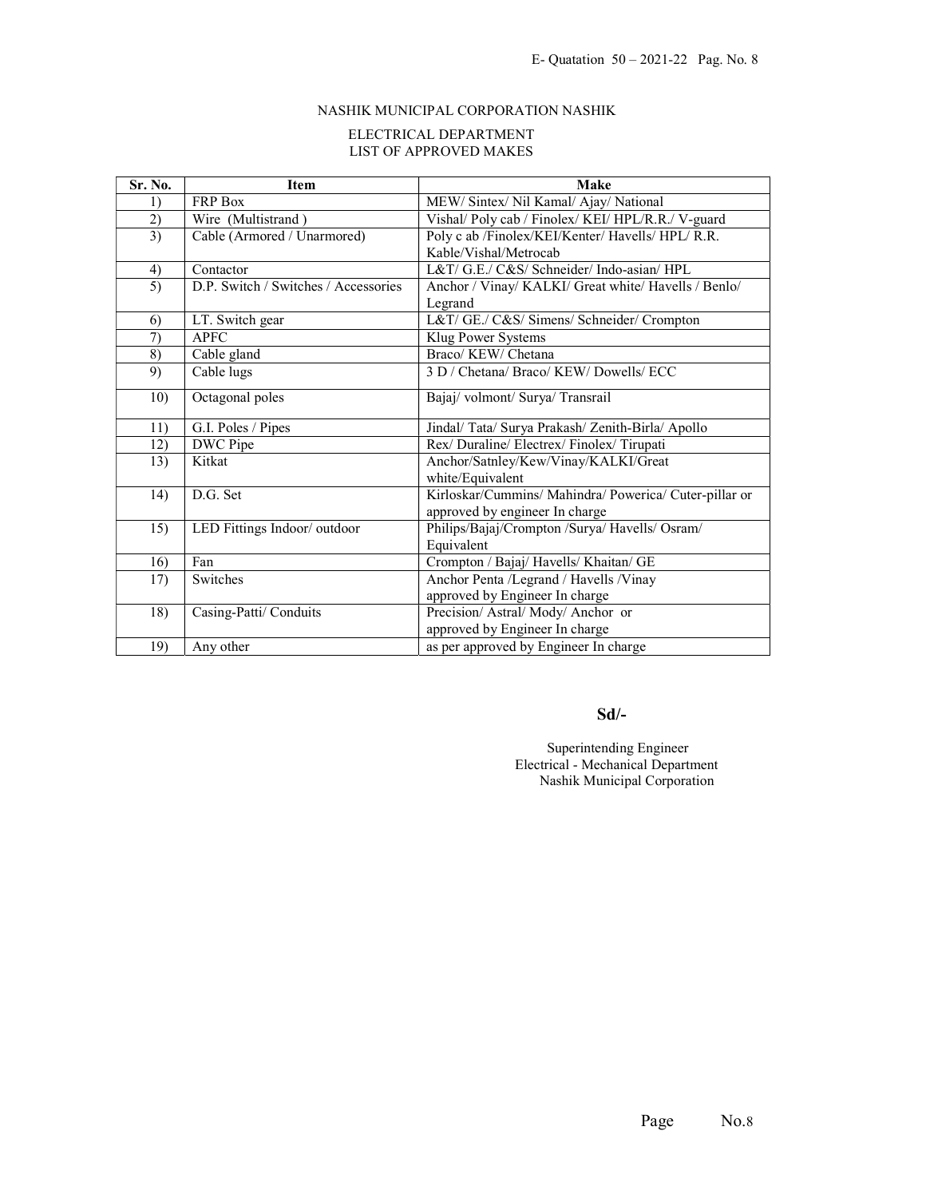NASHIK MUNICIPAL CORPORATION NASHIK

ELECTRICAL DEPARTMENT
LIST OF APPROVED MAKES

| Sr. No. | Item | Make |
|---|---|---|
| 1) | FRP Box | MEW/ Sintex/ Nil Kamal/ Ajay/ National |
| 2) | Wire (Multistrand ) | Vishal/ Poly cab / Finolex/ KEI/ HPL/R.R./ V-guard |
| 3) | Cable (Armored / Unarmored) | Poly c ab /Finolex/KEI/Kenter/ Havells/ HPL/ R.R. Kable/Vishal/Metrocab |
| 4) | Contactor | L&T/ G.E./ C&S/ Schneider/ Indo-asian/ HPL |
| 5) | D.P. Switch / Switches / Accessories | Anchor / Vinay/ KALKI/ Great white/ Havells / Benlo/ Legrand |
| 6) | LT. Switch gear | L&T/ GE./ C&S/ Simens/ Schneider/ Crompton |
| 7) | APFC | Klug Power Systems |
| 8) | Cable gland | Braco/ KEW/ Chetana |
| 9) | Cable lugs | 3 D / Chetana/ Braco/ KEW/ Dowells/ ECC |
| 10) | Octagonal poles | Bajaj/ volmont/ Surya/ Transrail |
| 11) | G.I. Poles / Pipes | Jindal/ Tata/ Surya Prakash/ Zenith-Birla/ Apollo |
| 12) | DWC Pipe | Rex/ Duraline/ Electrex/ Finolex/ Tirupati |
| 13) | Kitkat | Anchor/Satnley/Kew/Vinay/KALKI/Great white/Equivalent |
| 14) | D.G. Set | Kirloskar/Cummins/ Mahindra/ Powerica/ Cuter-pillar or approved by engineer In charge |
| 15) | LED Fittings Indoor/ outdoor | Philips/Bajaj/Crompton /Surya/ Havells/ Osram/ Equivalent |
| 16) | Fan | Crompton / Bajaj/ Havells/ Khaitan/ GE |
| 17) | Switches | Anchor Penta /Legrand / Havells /Vinay approved by Engineer In charge |
| 18) | Casing-Patti/ Conduits | Precision/ Astral/ Mody/ Anchor or approved by Engineer In charge |
| 19) | Any other | as per approved by Engineer In charge |

**Sd/-**

Superintending Engineer
Electrical - Mechanical Department
Nashik Municipal Corporation